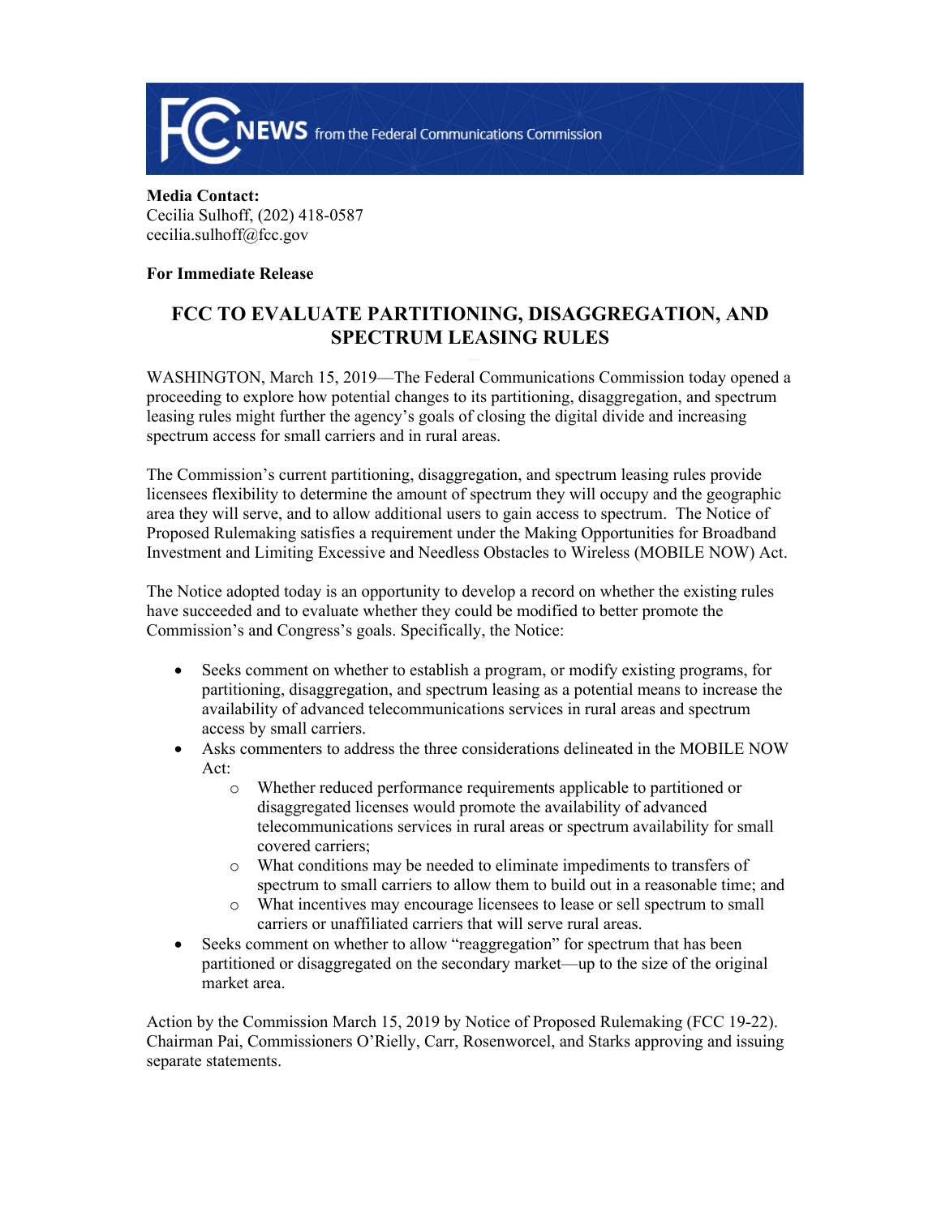**Media Contact:**
Cecilia Sulhoff, (202) 418-0587
cecilia.sulhoff@fcc.gov

**For Immediate Release**

# FCC TO EVALUATE PARTITIONING, DISAGGREGATION, AND SPECTRUM LEASING RULES

WASHINGTON, March 15, 2019—The Federal Communications Commission today opened a proceeding to explore how potential changes to its partitioning, disaggregation, and spectrum leasing rules might further the agency's goals of closing the digital divide and increasing spectrum access for small carriers and in rural areas.

The Commission's current partitioning, disaggregation, and spectrum leasing rules provide licensees flexibility to determine the amount of spectrum they will occupy and the geographic area they will serve, and to allow additional users to gain access to spectrum. The Notice of Proposed Rulemaking satisfies a requirement under the Making Opportunities for Broadband Investment and Limiting Excessive and Needless Obstacles to Wireless (MOBILE NOW) Act.

The Notice adopted today is an opportunity to develop a record on whether the existing rules have succeeded and to evaluate whether they could be modified to better promote the Commission's and Congress's goals. Specifically, the Notice:

- Seeks comment on whether to establish a program, or modify existing programs, for partitioning, disaggregation, and spectrum leasing as a potential means to increase the availability of advanced telecommunications services in rural areas and spectrum access by small carriers.
- Asks commenters to address the three considerations delineated in the MOBILE NOW Act:
  - Whether reduced performance requirements applicable to partitioned or disaggregated licenses would promote the availability of advanced telecommunications services in rural areas or spectrum availability for small covered carriers;
  - What conditions may be needed to eliminate impediments to transfers of spectrum to small carriers to allow them to build out in a reasonable time; and
  - What incentives may encourage licensees to lease or sell spectrum to small carriers or unaffiliated carriers that will serve rural areas.
- Seeks comment on whether to allow "reaggregation" for spectrum that has been partitioned or disaggregated on the secondary market—up to the size of the original market area.

Action by the Commission March 15, 2019 by Notice of Proposed Rulemaking (FCC 19-22). Chairman Pai, Commissioners O'Rielly, Carr, Rosenworcel, and Starks approving and issuing separate statements.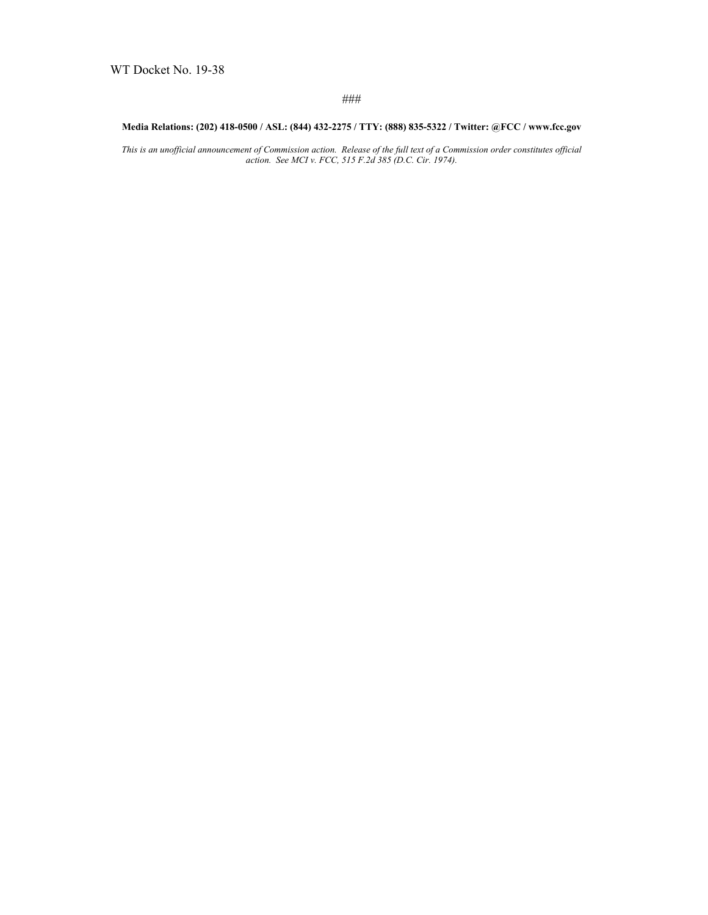WT Docket No. 19-38

###

**Media Relations: (202) 418-0500 / ASL: (844) 432-2275 / TTY: (888) 835-5322 / Twitter: @FCC / www.fcc.gov**

*This is an unofficial announcement of Commission action. Release of the full text of a Commission order constitutes official action. See MCI v. FCC, 515 F.2d 385 (D.C. Cir. 1974).*